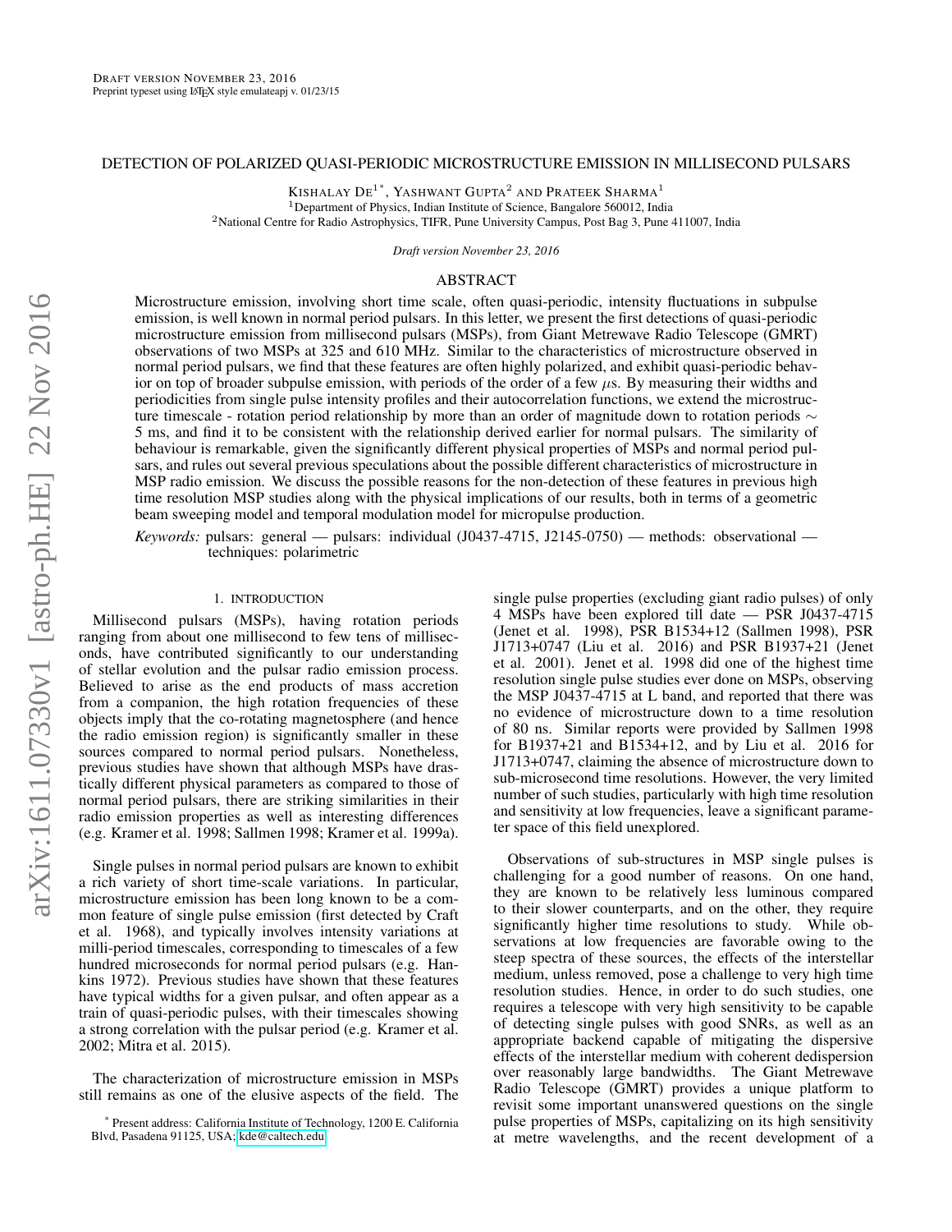# DETECTION OF POLARIZED QUASI-PERIODIC MICROSTRUCTURE EMISSION IN MILLISECOND PULSARS

Kishalay De[1*], Yashwant Gupta[2] and Prateek Sharma[1]

[1]Department of Physics, Indian Institute of Science, Bangalore 560012, India

[2]National Centre for Radio Astrophysics, TIFR, Pune University Campus, Post Bag 3, Pune 411007, India

*Draft version November 23, 2016*

## ABSTRACT

Microstructure emission, involving short time scale, often quasi-periodic, intensity fluctuations in subpulse emission, is well known in normal period pulsars. In this letter, we present the first detections of quasi-periodic microstructure emission from millisecond pulsars (MSPs), from Giant Metrewave Radio Telescope (GMRT) observations of two MSPs at 325 and 610 MHz. Similar to the characteristics of microstructure observed in normal period pulsars, we find that these features are often highly polarized, and exhibit quasi-periodic behavior on top of broader subpulse emission, with periods of the order of a few $\mu$s. By measuring their widths and periodicities from single pulse intensity profiles and their autocorrelation functions, we extend the microstructure timescale - rotation period relationship by more than an order of magnitude down to rotation periods $\sim$ 5 ms, and find it to be consistent with the relationship derived earlier for normal pulsars. The similarity of behaviour is remarkable, given the significantly different physical properties of MSPs and normal period pulsars, and rules out several previous speculations about the possible different characteristics of microstructure in MSP radio emission. We discuss the possible reasons for the non-detection of these features in previous high time resolution MSP studies along with the physical implications of our results, both in terms of a geometric beam sweeping model and temporal modulation model for micropulse production.

*Keywords:* pulsars: general — pulsars: individual (J0437-4715, J2145-0750) — methods: observational — techniques: polarimetric

## 1. INTRODUCTION

Millisecond pulsars (MSPs), having rotation periods ranging from about one millisecond to few tens of milliseconds, have contributed significantly to our understanding of stellar evolution and the pulsar radio emission process. Believed to arise as the end products of mass accretion from a companion, the high rotation frequencies of these objects imply that the co-rotating magnetosphere (and hence the radio emission region) is significantly smaller in these sources compared to normal period pulsars. Nonetheless, previous studies have shown that although MSPs have drastically different physical parameters as compared to those of normal period pulsars, there are striking similarities in their radio emission properties as well as interesting differences (e.g. Kramer et al. 1998; Sallmen 1998; Kramer et al. 1999a).

Single pulses in normal period pulsars are known to exhibit a rich variety of short time-scale variations. In particular, microstructure emission has been long known to be a common feature of single pulse emission (first detected by Craft et al. 1968), and typically involves intensity variations at milli-period timescales, corresponding to timescales of a few hundred microseconds for normal period pulsars (e.g. Hankins 1972). Previous studies have shown that these features have typical widths for a given pulsar, and often appear as a train of quasi-periodic pulses, with their timescales showing a strong correlation with the pulsar period (e.g. Kramer et al. 2002; Mitra et al. 2015).

The characterization of microstructure emission in MSPs still remains as one of the elusive aspects of the field. The single pulse properties (excluding giant radio pulses) of only 4 MSPs have been explored till date — PSR J0437-4715 (Jenet et al. 1998), PSR B1534+12 (Sallmen 1998), PSR J1713+0747 (Liu et al. 2016) and PSR B1937+21 (Jenet et al. 2001). Jenet et al. 1998 did one of the highest time resolution single pulse studies ever done on MSPs, observing the MSP J0437-4715 at L band, and reported that there was no evidence of microstructure down to a time resolution of 80 ns. Similar reports were provided by Sallmen 1998 for B1937+21 and B1534+12, and by Liu et al. 2016 for J1713+0747, claiming the absence of microstructure down to sub-microsecond time resolutions. However, the very limited number of such studies, particularly with high time resolution and sensitivity at low frequencies, leave a significant parameter space of this field unexplored.

Observations of sub-structures in MSP single pulses is challenging for a good number of reasons. On one hand, they are known to be relatively less luminous compared to their slower counterparts, and on the other, they require significantly higher time resolutions to study. While observations at low frequencies are favorable owing to the steep spectra of these sources, the effects of the interstellar medium, unless removed, pose a challenge to very high time resolution studies. Hence, in order to do such studies, one requires a telescope with very high sensitivity to be capable of detecting single pulses with good SNRs, as well as an appropriate backend capable of mitigating the dispersive effects of the interstellar medium with coherent dedispersion over reasonably large bandwidths. The Giant Metrewave Radio Telescope (GMRT) provides a unique platform to revisit some important unanswered questions on the single pulse properties of MSPs, capitalizing on its high sensitivity at metre wavelengths, and the recent development of a

[*] Present address: California Institute of Technology, 1200 E. California Blvd, Pasadena 91125, USA; kde@caltech.edu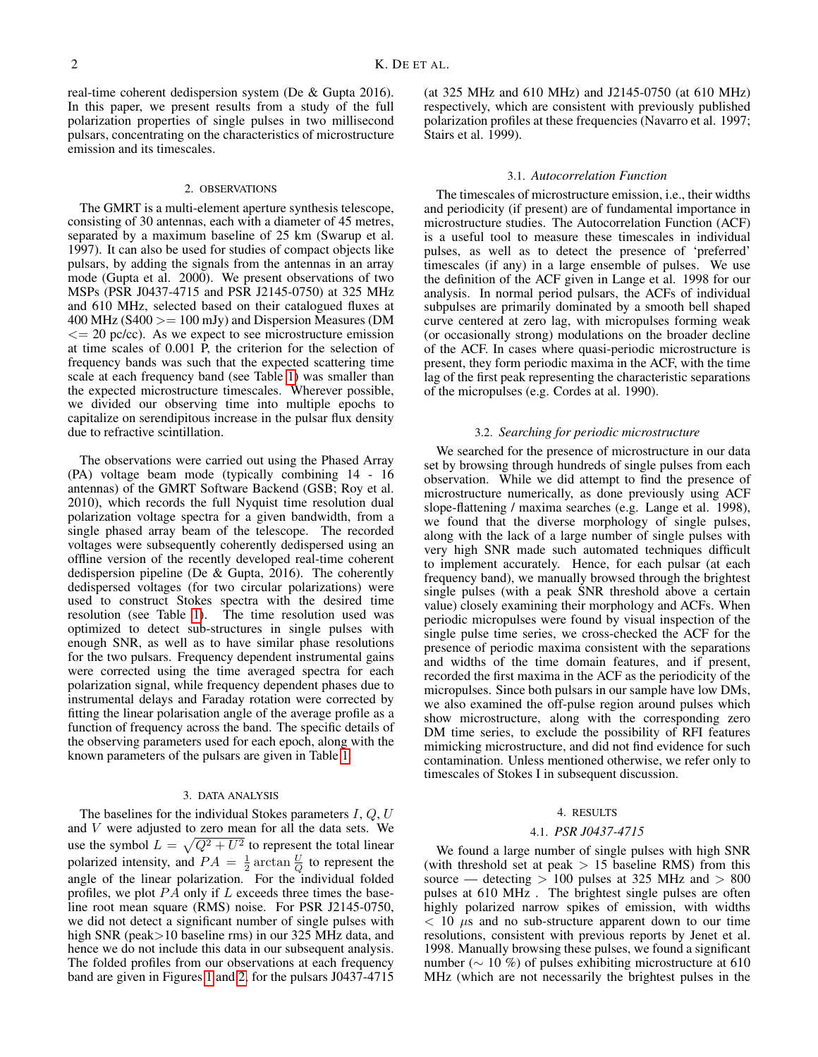real-time coherent dedispersion system (De & Gupta 2016). In this paper, we present results from a study of the full polarization properties of single pulses in two millisecond pulsars, concentrating on the characteristics of microstructure emission and its timescales.

## 2. OBSERVATIONS

The GMRT is a multi-element aperture synthesis telescope, consisting of 30 antennas, each with a diameter of 45 metres, separated by a maximum baseline of 25 km (Swarup et al. 1997). It can also be used for studies of compact objects like pulsars, by adding the signals from the antennas in an array mode (Gupta et al. 2000). We present observations of two MSPs (PSR J0437-4715 and PSR J2145-0750) at 325 MHz and 610 MHz, selected based on their catalogued fluxes at 400 MHz (S400 >= 100 mJy) and Dispersion Measures (DM <= 20 pc/cc). As we expect to see microstructure emission at time scales of 0.001 P, the criterion for the selection of frequency bands was such that the expected scattering time scale at each frequency band (see Table 1) was smaller than the expected microstructure timescales. Wherever possible, we divided our observing time into multiple epochs to capitalize on serendipitous increase in the pulsar flux density due to refractive scintillation.

The observations were carried out using the Phased Array (PA) voltage beam mode (typically combining 14 - 16 antennas) of the GMRT Software Backend (GSB; Roy et al. 2010), which records the full Nyquist time resolution dual polarization voltage spectra for a given bandwidth, from a single phased array beam of the telescope. The recorded voltages were subsequently coherently dedispersed using an offline version of the recently developed real-time coherent dedispersion pipeline (De & Gupta, 2016). The coherently dedispersed voltages (for two circular polarizations) were used to construct Stokes spectra with the desired time resolution (see Table 1). The time resolution used was optimized to detect sub-structures in single pulses with enough SNR, as well as to have similar phase resolutions for the two pulsars. Frequency dependent instrumental gains were corrected using the time averaged spectra for each polarization signal, while frequency dependent phases due to instrumental delays and Faraday rotation were corrected by fitting the linear polarisation angle of the average profile as a function of frequency across the band. The specific details of the observing parameters used for each epoch, along with the known parameters of the pulsars are given in Table 1.

## 3. DATA ANALYSIS

The baselines for the individual Stokes parameters $I, Q, U$ and $V$ were adjusted to zero mean for all the data sets. We use the symbol $L = \sqrt{Q^2 + U^2}$ to represent the total linear polarized intensity, and $PA = \frac{1}{2}\arctan\frac{U}{Q}$ to represent the angle of the linear polarization. For the individual folded profiles, we plot $PA$ only if $L$ exceeds three times the baseline root mean square (RMS) noise. For PSR J2145-0750, we did not detect a significant number of single pulses with high SNR (peak>10 baseline rms) in our 325 MHz data, and hence we do not include this data in our subsequent analysis. The folded profiles from our observations at each frequency band are given in Figures 1 and 2, for the pulsars J0437-4715 (at 325 MHz and 610 MHz) and J2145-0750 (at 610 MHz) respectively, which are consistent with previously published polarization profiles at these frequencies (Navarro et al. 1997; Stairs et al. 1999).

### 3.1. *Autocorrelation Function*

The timescales of microstructure emission, i.e., their widths and periodicity (if present) are of fundamental importance in microstructure studies. The Autocorrelation Function (ACF) is a useful tool to measure these timescales in individual pulses, as well as to detect the presence of 'preferred' timescales (if any) in a large ensemble of pulses. We use the definition of the ACF given in Lange et al. 1998 for our analysis. In normal period pulsars, the ACFs of individual subpulses are primarily dominated by a smooth bell shaped curve centered at zero lag, with micropulses forming weak (or occasionally strong) modulations on the broader decline of the ACF. In cases where quasi-periodic microstructure is present, they form periodic maxima in the ACF, with the time lag of the first peak representing the characteristic separations of the micropulses (e.g. Cordes at al. 1990).

### 3.2. *Searching for periodic microstructure*

We searched for the presence of microstructure in our data set by browsing through hundreds of single pulses from each observation. While we did attempt to find the presence of microstructure numerically, as done previously using ACF slope-flattening / maxima searches (e.g. Lange et al. 1998), we found that the diverse morphology of single pulses, along with the lack of a large number of single pulses with very high SNR made such automated techniques difficult to implement accurately. Hence, for each pulsar (at each frequency band), we manually browsed through the brightest single pulses (with a peak SNR threshold above a certain value) closely examining their morphology and ACFs. When periodic micropulses were found by visual inspection of the single pulse time series, we cross-checked the ACF for the presence of periodic maxima consistent with the separations and widths of the time domain features, and if present, recorded the first maxima in the ACF as the periodicity of the micropulses. Since both pulsars in our sample have low DMs, we also examined the off-pulse region around pulses which show microstructure, along with the corresponding zero DM time series, to exclude the possibility of RFI features mimicking microstructure, and did not find evidence for such contamination. Unless mentioned otherwise, we refer only to timescales of Stokes I in subsequent discussion.

## 4. RESULTS

### 4.1. *PSR J0437-4715*

We found a large number of single pulses with high SNR (with threshold set at peak $>$ 15 baseline RMS) from this source — detecting $>$ 100 pulses at 325 MHz and $>$ 800 pulses at 610 MHz . The brightest single pulses are often highly polarized narrow spikes of emission, with widths $<$ 10 $\mu$s and no sub-structure apparent down to our time resolutions, consistent with previous reports by Jenet et al. 1998. Manually browsing these pulses, we found a significant number ($\sim$ 10 %) of pulses exhibiting microstructure at 610 MHz (which are not necessarily the brightest pulses in the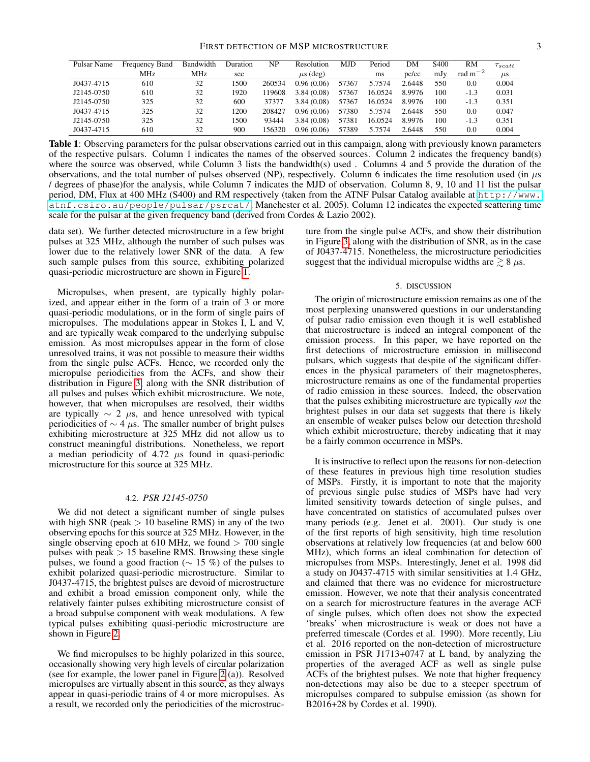| Pulsar Name | Frequency Band | Bandwidth | Duration | NP | Resolution | MJD | Period | DM | S400 | RM | $\tau_{scatt}$ |
|---|---|---|---|---|---|---|---|---|---|---|---|
| | MHz | MHz | sec | | $\mu$s (deg) | | ms | pc/cc | mJy | rad m$^{-2}$ | $\mu$s |
| J0437-4715 | 610 | 32 | 1500 | 260534 | 0.96 (0.06) | 57367 | 5.7574 | 2.6448 | 550 | 0.0 | 0.004 |
| J2145-0750 | 610 | 32 | 1920 | 119608 | 3.84 (0.08) | 57367 | 16.0524 | 8.9976 | 100 | -1.3 | 0.031 |
| J2145-0750 | 325 | 32 | 600 | 37377 | 3.84 (0.08) | 57367 | 16.0524 | 8.9976 | 100 | -1.3 | 0.351 |
| J0437-4715 | 325 | 32 | 1200 | 208427 | 0.96 (0.06) | 57380 | 5.7574 | 2.6448 | 550 | 0.0 | 0.047 |
| J2145-0750 | 325 | 32 | 1500 | 93444 | 3.84 (0.08) | 57381 | 16.0524 | 8.9976 | 100 | -1.3 | 0.351 |
| J0437-4715 | 610 | 32 | 900 | 156320 | 0.96 (0.06) | 57389 | 5.7574 | 2.6448 | 550 | 0.0 | 0.004 |

**Table 1**: Observing parameters for the pulsar observations carried out in this campaign, along with previously known parameters of the respective pulsars. Column 1 indicates the names of the observed sources. Column 2 indicates the frequency band(s) where the source was observed, while Column 3 lists the bandwidth(s) used . Columns 4 and 5 provide the duration of the observations, and the total number of pulses observed (NP), respectively. Column 6 indicates the time resolution used (in $\mu$s / degrees of phase)for the analysis, while Column 7 indicates the MJD of observation. Column 8, 9, 10 and 11 list the pulsar period, DM, Flux at 400 MHz (S400) and RM respectively (taken from the ATNF Pulsar Catalog available at http://www.atnf.csiro.au/people/pulsar/psrcat/; Manchester et al. 2005). Column 12 indicates the expected scattering time scale for the pulsar at the given frequency band (derived from Cordes & Lazio 2002).

data set). We further detected microstructure in a few bright pulses at 325 MHz, although the number of such pulses was lower due to the relatively lower SNR of the data. A few such sample pulses from this source, exhibiting polarized quasi-periodic microstructure are shown in Figure 1.

Micropulses, when present, are typically highly polarized, and appear either in the form of a train of 3 or more quasi-periodic modulations, or in the form of single pairs of micropulses. The modulations appear in Stokes I, L and V, and are typically weak compared to the underlying subpulse emission. As most micropulses appear in the form of close unresolved trains, it was not possible to measure their widths from the single pulse ACFs. Hence, we recorded only the micropulse periodicities from the ACFs, and show their distribution in Figure 3, along with the SNR distribution of all pulses and pulses which exhibit microstructure. We note, however, that when micropulses are resolved, their widths are typically $\sim$ 2 $\mu$s, and hence unresolved with typical periodicities of $\sim$ 4 $\mu$s. The smaller number of bright pulses exhibiting microstructure at 325 MHz did not allow us to construct meaningful distributions. Nonetheless, we report a median periodicity of 4.72 $\mu$s found in quasi-periodic microstructure for this source at 325 MHz.

### 4.2. *PSR J2145-0750*

We did not detect a significant number of single pulses with high SNR (peak > 10 baseline RMS) in any of the two observing epochs for this source at 325 MHz. However, in the single observing epoch at 610 MHz, we found > 700 single pulses with peak > 15 baseline RMS. Browsing these single pulses, we found a good fraction ($\sim$ 15 %) of the pulses to exhibit polarized quasi-periodic microstructure. Similar to J0437-4715, the brightest pulses are devoid of microstructure and exhibit a broad emission component only, while the relatively fainter pulses exhibiting microstructure consist of a broad subpulse component with weak modulations. A few typical pulses exhibiting quasi-periodic microstructure are shown in Figure 2.

We find micropulses to be highly polarized in this source, occasionally showing very high levels of circular polarization (see for example, the lower panel in Figure 2 (a)). Resolved micropulses are virtually absent in this source, as they always appear in quasi-periodic trains of 4 or more micropulses. As a result, we recorded only the periodicities of the microstructure from the single pulse ACFs, and show their distribution in Figure 3, along with the distribution of SNR, as in the case of J0437-4715. Nonetheless, the microstructure periodicities suggest that the individual micropulse widths are $\gtrsim 8$ $\mu$s.

## 5. DISCUSSION

The origin of microstructure emission remains as one of the most perplexing unanswered questions in our understanding of pulsar radio emission even though it is well established that microstructure is indeed an integral component of the emission process. In this paper, we have reported on the first detections of microstructure emission in millisecond pulsars, which suggests that despite of the significant differences in the physical parameters of their magnetospheres, microstructure remains as one of the fundamental properties of radio emission in these sources. Indeed, the observation that the pulses exhibiting microstructure are typically *not* the brightest pulses in our data set suggests that there is likely an ensemble of weaker pulses below our detection threshold which exhibit microstructure, thereby indicating that it may be a fairly common occurrence in MSPs.

It is instructive to reflect upon the reasons for non-detection of these features in previous high time resolution studies of MSPs. Firstly, it is important to note that the majority of previous single pulse studies of MSPs have had very limited sensitivity towards detection of single pulses, and have concentrated on statistics of accumulated pulses over many periods (e.g. Jenet et al. 2001). Our study is one of the first reports of high sensitivity, high time resolution observations at relatively low frequencies (at and below 600 MHz), which forms an ideal combination for detection of micropulses from MSPs. Interestingly, Jenet et al. 1998 did a study on J0437-4715 with similar sensitivities at 1.4 GHz, and claimed that there was no evidence for microstructure emission. However, we note that their analysis concentrated on a search for microstructure features in the average ACF of single pulses, which often does not show the expected 'breaks' when microstructure is weak or does not have a preferred timescale (Cordes et al. 1990). More recently, Liu et al. 2016 reported on the non-detection of microstructure emission in PSR J1713+0747 at L band, by analyzing the properties of the averaged ACF as well as single pulse ACFs of the brightest pulses. We note that higher frequency non-detections may also be due to a steeper spectrum of micropulses compared to subpulse emission (as shown for B2016+28 by Cordes et al. 1990).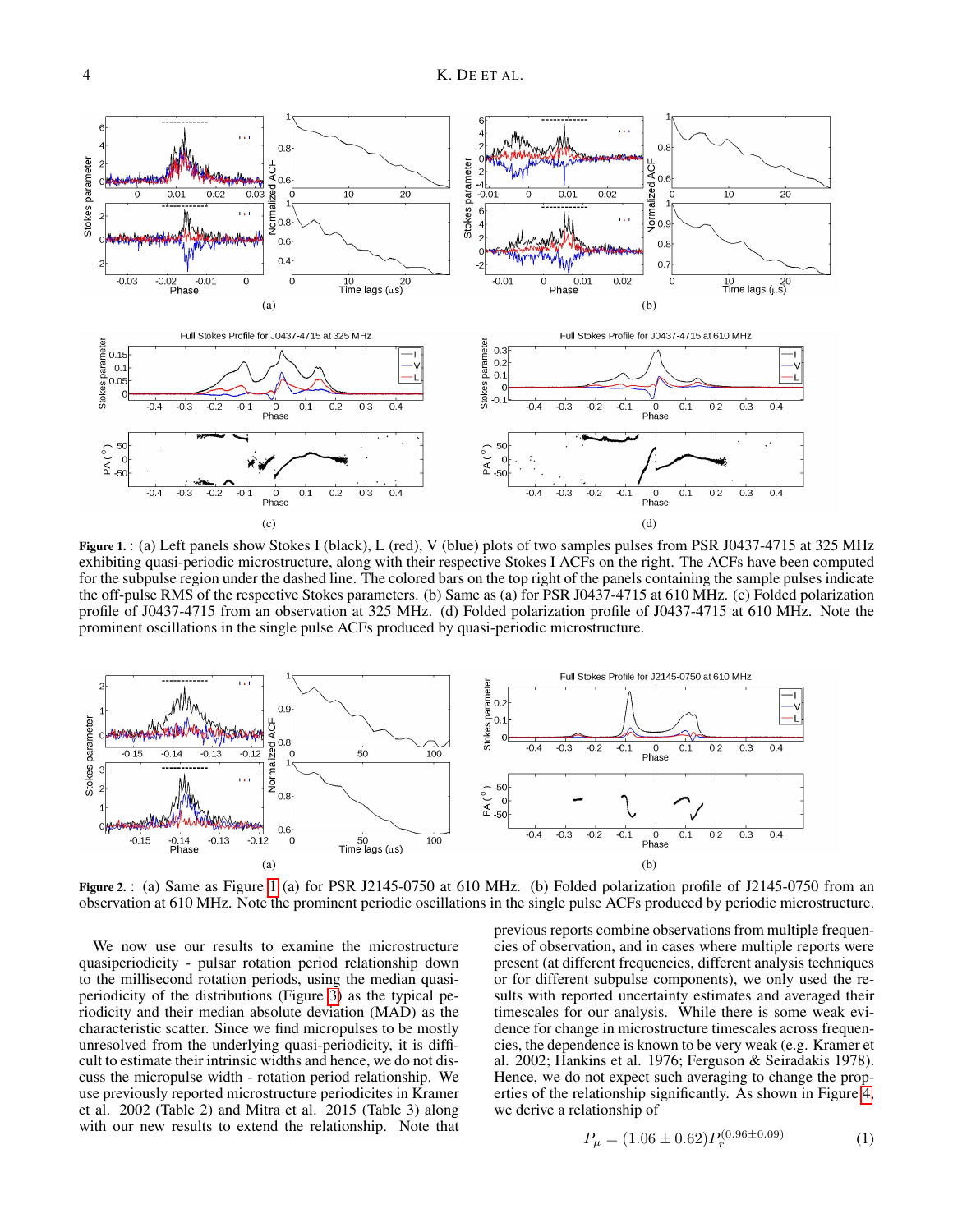**Figure 1.** : (a) Left panels show Stokes I (black), L (red), V (blue) plots of two samples pulses from PSR J0437-4715 at 325 MHz exhibiting quasi-periodic microstructure, along with their respective Stokes I ACFs on the right. The ACFs have been computed for the subpulse region under the dashed line. The colored bars on the top right of the panels containing the sample pulses indicate the off-pulse RMS of the respective Stokes parameters. (b) Same as (a) for PSR J0437-4715 at 610 MHz. (c) Folded polarization profile of J0437-4715 from an observation at 325 MHz. (d) Folded polarization profile of J0437-4715 at 610 MHz. Note the prominent oscillations in the single pulse ACFs produced by quasi-periodic microstructure.

**Figure 2.** : (a) Same as Figure 1 (a) for PSR J2145-0750 at 610 MHz. (b) Folded polarization profile of J2145-0750 from an observation at 610 MHz. Note the prominent periodic oscillations in the single pulse ACFs produced by periodic microstructure.

We now use our results to examine the microstructure quasiperiodicity - pulsar rotation period relationship down to the millisecond rotation periods, using the median quasi-periodicity of the distributions (Figure 3) as the typical periodicity and their median absolute deviation (MAD) as the characteristic scatter. Since we find micropulses to be mostly unresolved from the underlying quasi-periodicity, it is difficult to estimate their intrinsic widths and hence, we do not discuss the micropulse width - rotation period relationship. We use previously reported microstructure periodicites in Kramer et al. 2002 (Table 2) and Mitra et al. 2015 (Table 3) along with our new results to extend the relationship. Note that previous reports combine observations from multiple frequencies of observation, and in cases where multiple reports were present (at different frequencies, different analysis techniques or for different subpulse components), we only used the results with reported uncertainty estimates and averaged their timescales for our analysis. While there is some weak evidence for change in microstructure timescales across frequencies, the dependence is known to be very weak (e.g. Kramer et al. 2002; Hankins et al. 1976; Ferguson & Seiradakis 1978). Hence, we do not expect such averaging to change the properties of the relationship significantly. As shown in Figure 4, we derive a relationship of

$$P_{\mu} = (1.06 \pm 0.62) P_r^{(0.96 \pm 0.09)} \quad (1)$$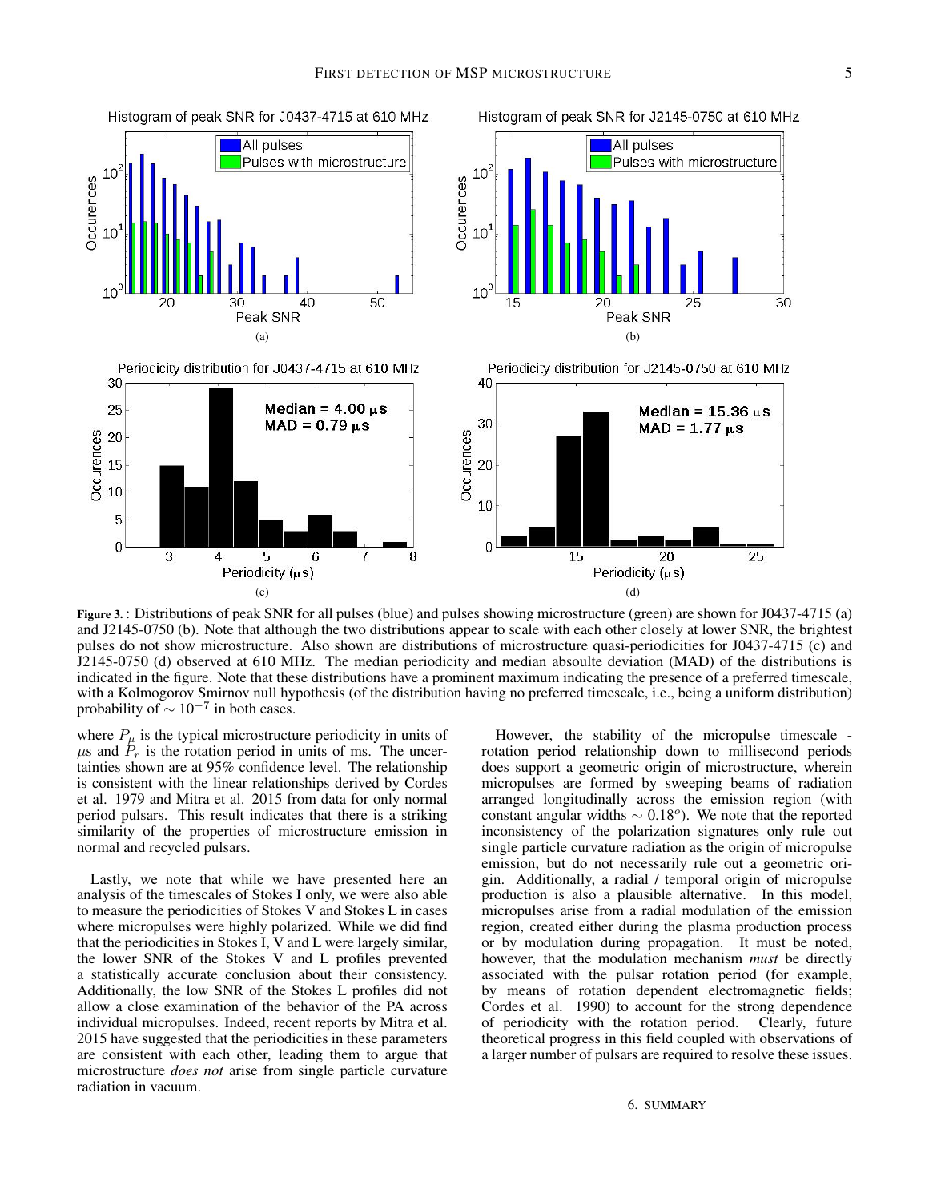**Figure 3.** : Distributions of peak SNR for all pulses (blue) and pulses showing microstructure (green) are shown for J0437-4715 (a) and J2145-0750 (b). Note that although the two distributions appear to scale with each other closely at lower SNR, the brightest pulses do not show microstructure. Also shown are distributions of microstructure quasi-periodicities for J0437-4715 (c) and J2145-0750 (d) observed at 610 MHz. The median periodicity and median absoulte deviation (MAD) of the distributions is indicated in the figure. Note that these distributions have a prominent maximum indicating the presence of a preferred timescale, with a Kolmogorov Smirnov null hypothesis (of the distribution having no preferred timescale, i.e., being a uniform distribution) probability of $\sim 10^{-7}$ in both cases.

where $P_\mu$ is the typical microstructure periodicity in units of $\mu$s and $P_r$ is the rotation period in units of ms. The uncertainties shown are at 95% confidence level. The relationship is consistent with the linear relationships derived by Cordes et al. 1979 and Mitra et al. 2015 from data for only normal period pulsars. This result indicates that there is a striking similarity of the properties of microstructure emission in normal and recycled pulsars.

Lastly, we note that while we have presented here an analysis of the timescales of Stokes I only, we were also able to measure the periodicities of Stokes V and Stokes L in cases where micropulses were highly polarized. While we did find that the periodicities in Stokes I, V and L were largely similar, the lower SNR of the Stokes V and L profiles prevented a statistically accurate conclusion about their consistency. Additionally, the low SNR of the Stokes L profiles did not allow a close examination of the behavior of the PA across individual micropulses. Indeed, recent reports by Mitra et al. 2015 have suggested that the periodicities in these parameters are consistent with each other, leading them to argue that microstructure *does not* arise from single particle curvature radiation in vacuum.

However, the stability of the micropulse timescale - rotation period relationship down to millisecond periods does support a geometric origin of microstructure, wherein micropulses are formed by sweeping beams of radiation arranged longitudinally across the emission region (with constant angular widths $\sim 0.18^o$). We note that the reported inconsistency of the polarization signatures only rule out single particle curvature radiation as the origin of micropulse emission, but do not necessarily rule out a geometric origin. Additionally, a radial / temporal origin of micropulse production is also a plausible alternative. In this model, micropulses arise from a radial modulation of the emission region, created either during the plasma production process or by modulation during propagation. It must be noted, however, that the modulation mechanism *must* be directly associated with the pulsar rotation period (for example, by means of rotation dependent electromagnetic fields; Cordes et al. 1990) to account for the strong dependence of periodicity with the rotation period. Clearly, future theoretical progress in this field coupled with observations of a larger number of pulsars are required to resolve these issues.

## 6. SUMMARY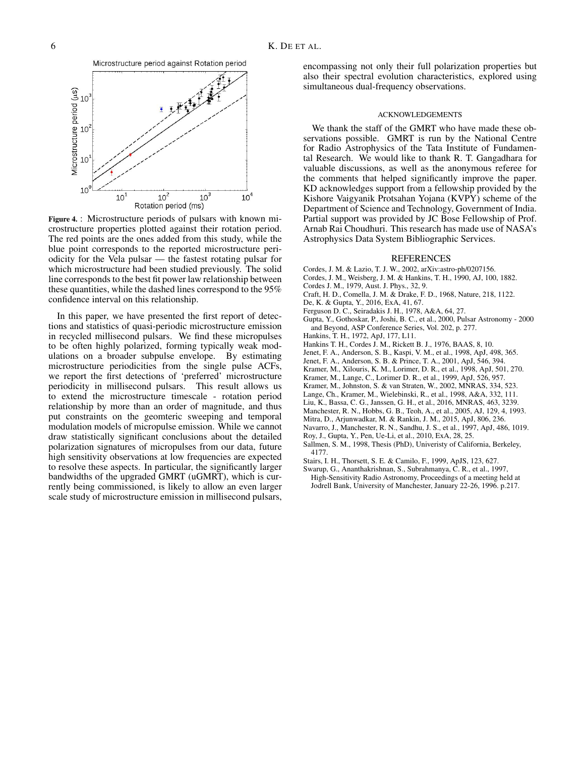Microstructure period against Rotation period

Microstructure period (μs)

Rotation period (ms)

$10^0$ $10^1$ $10^2$ $10^3$

$10^1$ $10^2$ $10^3$ $10^4$

**Figure 4.** : Microstructure periods of pulsars with known microstructure properties plotted against their rotation period. The red points are the ones added from this study, while the blue point corresponds to the reported microstructure periodicity for the Vela pulsar — the fastest rotating pulsar for which microstructure had been studied previously. The solid line corresponds to the best fit power law relationship between these quantities, while the dashed lines correspond to the 95% confidence interval on this relationship.

In this paper, we have presented the first report of detections and statistics of quasi-periodic microstructure emission in recycled millisecond pulsars. We find these micropulses to be often highly polarized, forming typically weak modulations on a broader subpulse envelope. By estimating microstructure periodicities from the single pulse ACFs, we report the first detections of 'preferred' microstructure periodicity in millisecond pulsars. This result allows us to extend the microstructure timescale - rotation period relationship by more than an order of magnitude, and thus put constraints on the geomteric sweeping and temporal modulation models of micropulse emission. While we cannot draw statistically significant conclusions about the detailed polarization signatures of micropulses from our data, future high sensitivity observations at low frequencies are expected to resolve these aspects. In particular, the significantly larger bandwidths of the upgraded GMRT (uGMRT), which is currently being commissioned, is likely to allow an even larger scale study of microstructure emission in millisecond pulsars, encompassing not only their full polarization properties but also their spectral evolution characteristics, explored using simultaneous dual-frequency observations.

## ACKNOWLEDGEMENTS

We thank the staff of the GMRT who have made these observations possible. GMRT is run by the National Centre for Radio Astrophysics of the Tata Institute of Fundamental Research. We would like to thank R. T. Gangadhara for valuable discussions, as well as the anonymous referee for the comments that helped significantly improve the paper. KD acknowledges support from a fellowship provided by the Kishore Vaigyanik Protsahan Yojana (KVPY) scheme of the Department of Science and Technology, Government of India. Partial support was provided by JC Bose Fellowship of Prof. Arnab Rai Choudhuri. This research has made use of NASA's Astrophysics Data System Bibliographic Services.

## REFERENCES

Cordes, J. M. & Lazio, T. J. W., 2002, arXiv:astro-ph/0207156.
Cordes, J. M., Weisberg, J. M. & Hankins, T. H., 1990, AJ, 100, 1882.
Cordes J. M., 1979, Aust. J. Phys., 32, 9.
Craft, H. D., Comella, J. M. & Drake, F. D., 1968, Nature, 218, 1122.
De, K. & Gupta, Y., 2016, ExA, 41, 67.
Ferguson D. C., Seiradakis J. H., 1978, A&A, 64, 27.
Gupta, Y., Gothoskar, P., Joshi, B. C., et al., 2000, Pulsar Astronomy - 2000 and Beyond, ASP Conference Series, Vol. 202, p. 277.
Hankins, T. H., 1972, ApJ, 177, L11.
Hankins T. H., Cordes J. M., Rickett B. J., 1976, BAAS, 8, 10.
Jenet, F. A., Anderson, S. B., Kaspi, V. M., et al., 1998, ApJ, 498, 365.
Jenet, F. A., Anderson, S. B. & Prince, T. A., 2001, ApJ, 546, 394.
Kramer, M., Xilouris, K. M., Lorimer, D. R., et al., 1998, ApJ, 501, 270.
Kramer, M., Lange, C., Lorimer D. R., et al., 1999, ApJ, 526, 957.
Kramer, M., Johnston, S. & van Straten, W., 2002, MNRAS, 334, 523.
Lange, Ch., Kramer, M., Wielebinski, R., et al., 1998, A&A, 332, 111.
Liu, K., Bassa, C. G., Janssen, G. H., et al., 2016, MNRAS, 463, 3239.
Manchester, R. N., Hobbs, G. B., Teoh, A., et al., 2005, AJ, 129, 4, 1993.
Mitra, D., Arjunwadkar, M. & Rankin, J. M., 2015, ApJ, 806, 236.
Navarro, J., Manchester, R. N., Sandhu, J. S., et al., 1997, ApJ, 486, 1019.
Roy, J., Gupta, Y., Pen, Ue-Li, et al., 2010, ExA, 28, 25.
Sallmen, S. M., 1998, Thesis (PhD), Univeristy of California, Berkeley, 4177.
Stairs, I. H., Thorsett, S. E. & Camilo, F., 1999, ApJS, 123, 627.
Swarup, G., Ananthakrishnan, S., Subrahmanya, C. R., et al., 1997, High-Sensitivity Radio Astronomy, Proceedings of a meeting held at Jodrell Bank, University of Manchester, January 22-26, 1996. p.217.